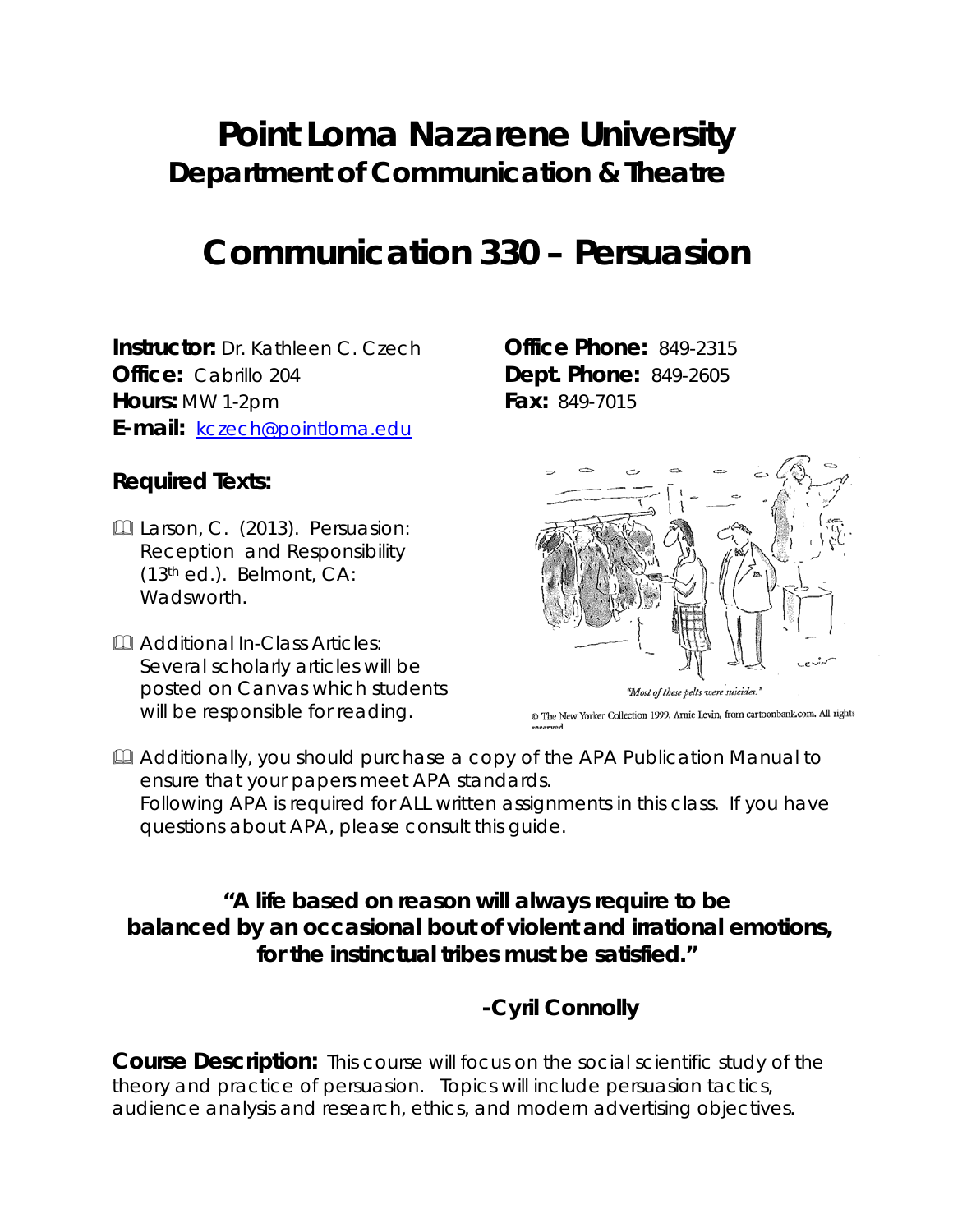# Point Loma Nazarene University

## Department of Communication & Theatre

# Communication 330 – Persuasion

**Instructor:** Dr. Kathleen C. Czech
**Office:** Cabrillo 204
**Hours:** MW 1-2pm
**E-mail:** kczech@pointloma.edu

**Office Phone:** 849-2315
**Dept. Phone:** 849-2605
**Fax:** 849-7015

### Required Texts:

- Larson, C. (2013). Persuasion: Reception and Responsibility (13th ed.). Belmont, CA: Wadsworth.
- Additional In-Class Articles: Several scholarly articles will be posted on Canvas which students will be responsible for reading.

"Most of these pelts were suicides."

© The New Yorker Collection 1999, Arnie Levin, from cartoonbank.com. All rights reserved

- Additionally, you should purchase a copy of the APA Publication Manual to ensure that your papers meet APA standards.
  Following APA is required for ALL written assignments in this class. If you have questions about APA, please consult this guide.

**"A life based on reason will always require to be balanced by an occasional bout of violent and irrational emotions, for the instinctual tribes must be satisfied."**

**-Cyril Connolly**

**Course Description:** This course will focus on the social scientific study of the theory and practice of persuasion. Topics will include persuasion tactics, audience analysis and research, ethics, and modern advertising objectives.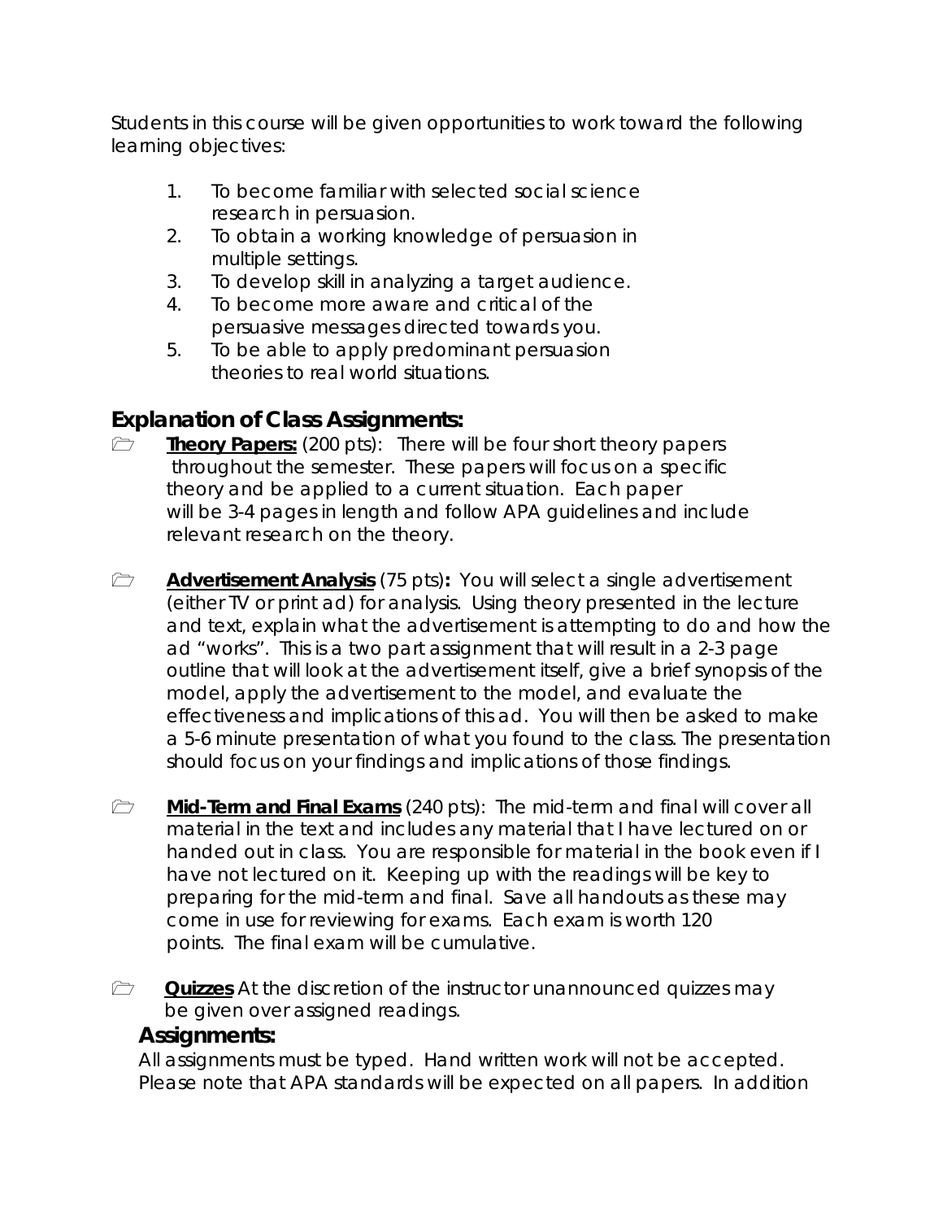Students in this course will be given opportunities to work toward the following learning objectives:

1. To become familiar with selected social science research in persuasion.
2. To obtain a working knowledge of persuasion in multiple settings.
3. To develop skill in analyzing a target audience.
4. To become more aware and critical of the persuasive messages directed towards you.
5. To be able to apply predominant persuasion theories to real world situations.

## Explanation of Class Assignments:

- **Theory Papers:** (200 pts): There will be four short theory papers throughout the semester. These papers will focus on a specific theory and be applied to a current situation. Each paper will be 3-4 pages in length and follow APA guidelines and include relevant research on the theory.

- **Advertisement Analysis** (75 pts)**:** You will select a single advertisement (either TV or print ad) for analysis. Using theory presented in the lecture and text, explain what the advertisement is attempting to do and how the ad "works". This is a two part assignment that will result in a 2-3 page outline that will look at the advertisement itself, give a brief synopsis of the model, apply the advertisement to the model, and evaluate the effectiveness and implications of this ad. You will then be asked to make a 5-6 minute presentation of what you found to the class. The presentation should focus on your findings and implications of those findings.

- **Mid-Term and Final Exams** (240 pts): The mid-term and final will cover all material in the text and includes any material that I have lectured on or handed out in class. You are responsible for material in the book even if I have not lectured on it. Keeping up with the readings will be key to preparing for the mid-term and final. Save all handouts as these may come in use for reviewing for exams. Each exam is worth 120 points. The final exam will be cumulative.

- **Quizzes** At the discretion of the instructor unannounced quizzes may be given over assigned readings.

### Assignments:

All assignments must be typed. Hand written work will not be accepted. Please note that APA standards will be expected on all papers. In addition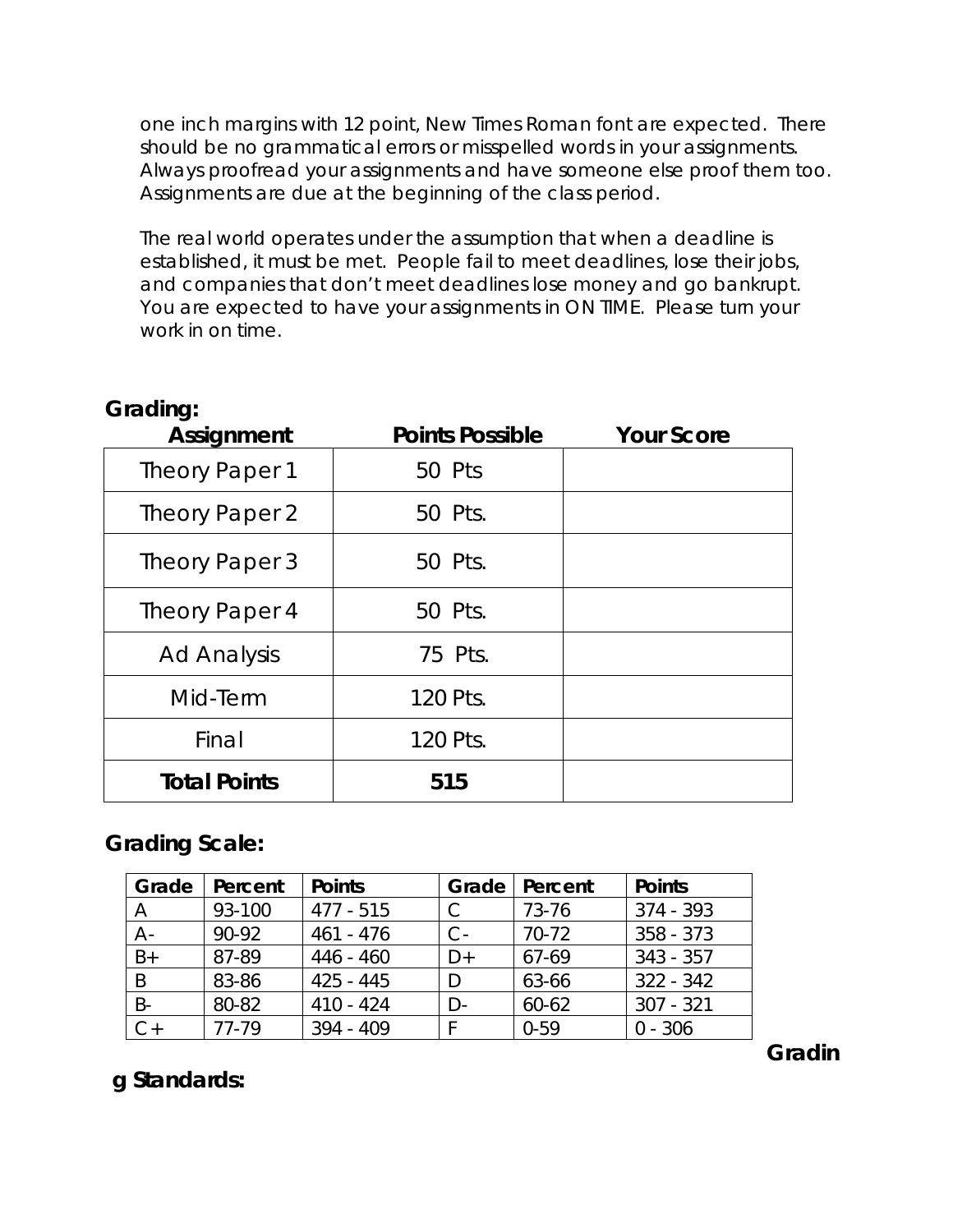one inch margins with 12 point, New Times Roman font are expected. There should be no grammatical errors or misspelled words in your assignments. Always proofread your assignments and have someone else proof them too. Assignments are due at the beginning of the class period.

The real world operates under the assumption that when a deadline is established, it must be met. People fail to meet deadlines, lose their jobs, and companies that don't meet deadlines lose money and go bankrupt. You are expected to have your assignments in ON TIME. Please turn your work in on time.

**Grading:**

| **Assignment** | **Points Possible** | **Your Score** |
|---|---|---|
| Theory Paper 1 | 50 Pts | |
| Theory Paper 2 | 50 Pts. | |
| Theory Paper 3 | 50 Pts. | |
| Theory Paper 4 | 50 Pts. | |
| Ad Analysis | 75 Pts. | |
| Mid-Term | 120 Pts. | |
| Final | 120 Pts. | |
| **Total Points** | **515** | |

**Grading Scale:**

| Grade | Percent | Points | Grade | Percent | Points |
|---|---|---|---|---|---|
| A | 93-100 | 477 - 515 | C | 73-76 | 374 - 393 |
| A- | 90-92 | 461 - 476 | C- | 70-72 | 358 - 373 |
| B+ | 87-89 | 446 - 460 | D+ | 67-69 | 343 - 357 |
| B | 83-86 | 425 - 445 | D | 63-66 | 322 - 342 |
| B- | 80-82 | 410 - 424 | D- | 60-62 | 307 - 321 |
| C+ | 77-79 | 394 - 409 | F | 0-59 | 0 - 306 |

**Grading Standards:**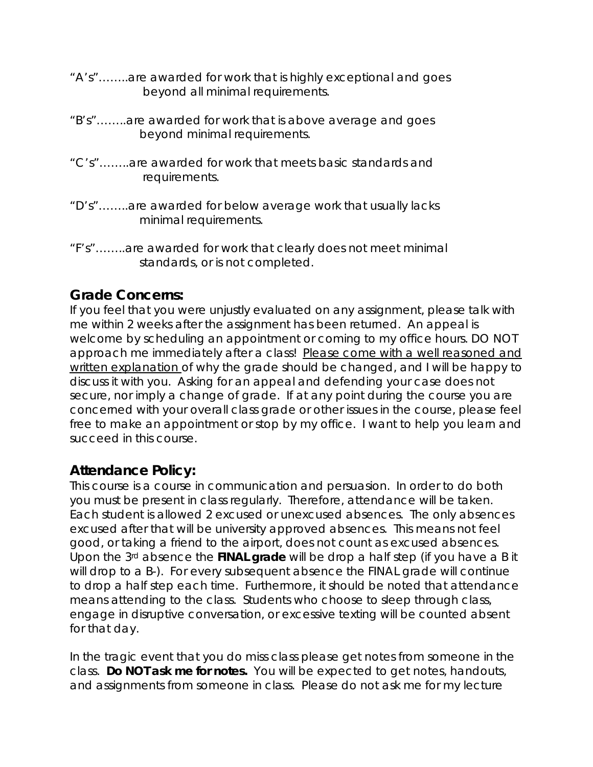"A's"……..are awarded for work that is highly exceptional and goes beyond all minimal requirements.

"B's"……..are awarded for work that is above average and goes beyond minimal requirements.

"C's"……..are awarded for work that meets basic standards and requirements.

"D's"……..are awarded for below average work that usually lacks minimal requirements.

"F's"……..are awarded for work that clearly does not meet minimal standards, or is not completed.

## Grade Concerns:

If you feel that you were unjustly evaluated on any assignment, please talk with me within 2 weeks after the assignment has been returned. An appeal is welcome by scheduling an appointment or coming to my office hours. DO NOT approach me immediately after a class! <u>Please come with a well reasoned and written explanation</u> of why the grade should be changed, and I will be happy to discuss it with you. Asking for an appeal and defending your case does not secure, nor imply a change of grade. If at any point during the course you are concerned with your overall class grade or other issues in the course, please feel free to make an appointment or stop by my office. I want to help you learn and succeed in this course.

## Attendance Policy:

This course is a course in communication and persuasion. In order to do both you must be present in class regularly. Therefore, attendance will be taken. Each student is allowed 2 excused or unexcused absences. The only absences excused after that will be university approved absences. This means not feel good, or taking a friend to the airport, does not count as excused absences. Upon the 3rd absence the **FINAL grade** will be drop a half step (if you have a B it will drop to a B-). For every subsequent absence the FINAL grade will continue to drop a half step each time. Furthermore, it should be noted that attendance means attending to the class. Students who choose to sleep through class, engage in disruptive conversation, or excessive texting will be counted absent for that day.

In the tragic event that you do miss class please get notes from someone in the class. **Do NOT ask me for notes.** You will be expected to get notes, handouts, and assignments from someone in class. Please do not ask me for my lecture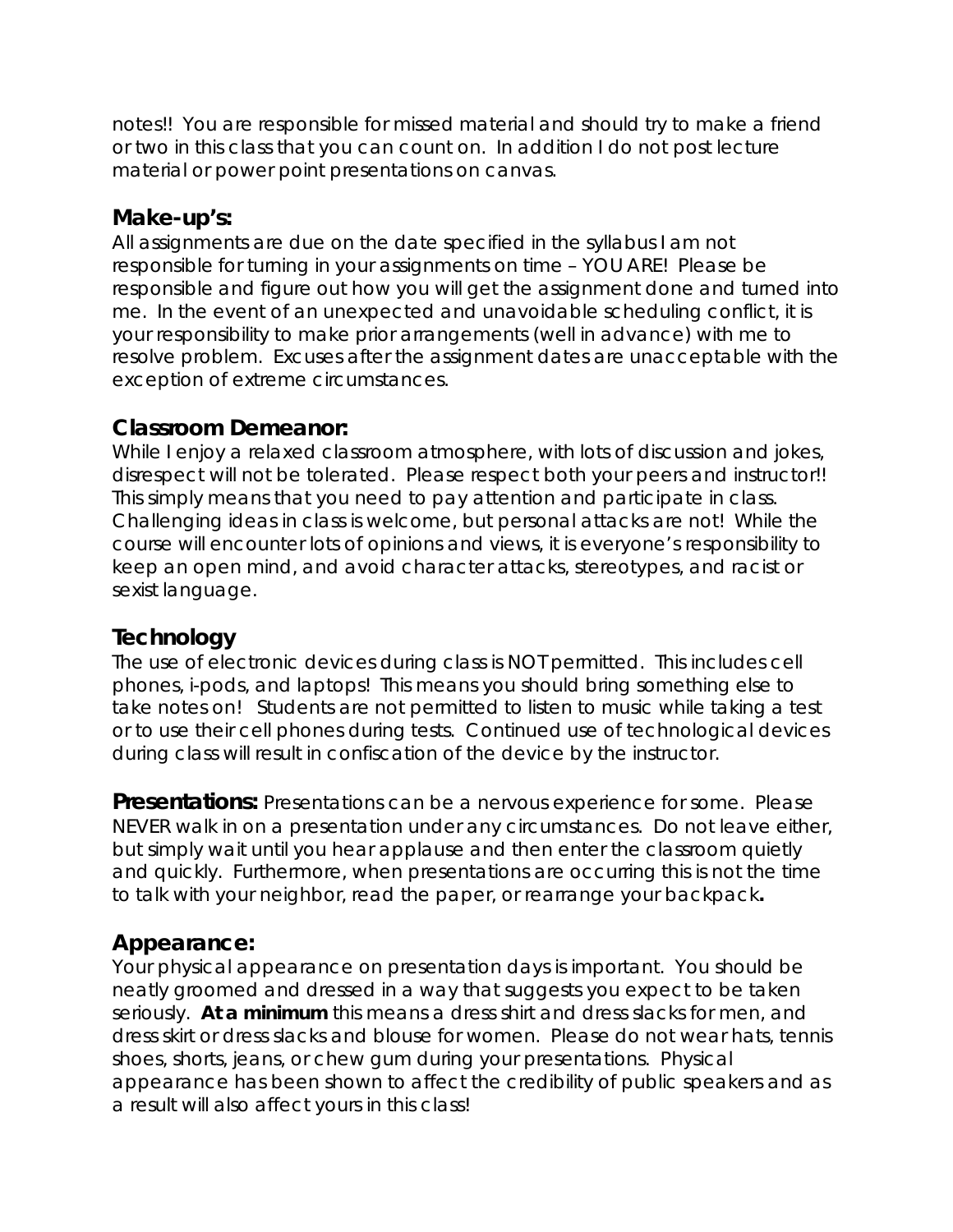notes!! You are responsible for missed material and should try to make a friend or two in this class that you can count on. In addition I do not post lecture material or power point presentations on canvas.

## Make-up's:

All assignments are due on the date specified in the syllabus I am not responsible for turning in your assignments on time – YOU ARE! Please be responsible and figure out how you will get the assignment done and turned into me. In the event of an unexpected and unavoidable scheduling conflict, it is your responsibility to make prior arrangements (well in advance) with me to resolve problem. Excuses after the assignment dates are unacceptable with the exception of extreme circumstances.

## Classroom Demeanor:

While I enjoy a relaxed classroom atmosphere, with lots of discussion and jokes, disrespect will not be tolerated. Please respect both your peers and instructor!! This simply means that you need to pay attention and participate in class. Challenging ideas in class is welcome, but personal attacks are not! While the course will encounter lots of opinions and views, it is everyone's responsibility to keep an open mind, and avoid character attacks, stereotypes, and racist or sexist language.

## Technology

The use of electronic devices during class is NOT permitted. This includes cell phones, i-pods, and laptops! This means you should bring something else to take notes on! Students are not permitted to listen to music while taking a test or to use their cell phones during tests. Continued use of technological devices during class will result in confiscation of the device by the instructor.

**Presentations:** Presentations can be a nervous experience for some. Please NEVER walk in on a presentation under any circumstances. Do not leave either, but simply wait until you hear applause and then enter the classroom quietly and quickly. Furthermore, when presentations are occurring this is not the time to talk with your neighbor, read the paper, or rearrange your backpack**.**

## Appearance:

Your physical appearance on presentation days is important. You should be neatly groomed and dressed in a way that suggests you expect to be taken seriously. **At a minimum** this means a dress shirt and dress slacks for men, and dress skirt or dress slacks and blouse for women. Please do not wear hats, tennis shoes, shorts, jeans, or chew gum during your presentations. Physical appearance has been shown to affect the credibility of public speakers and as a result will also affect yours in this class!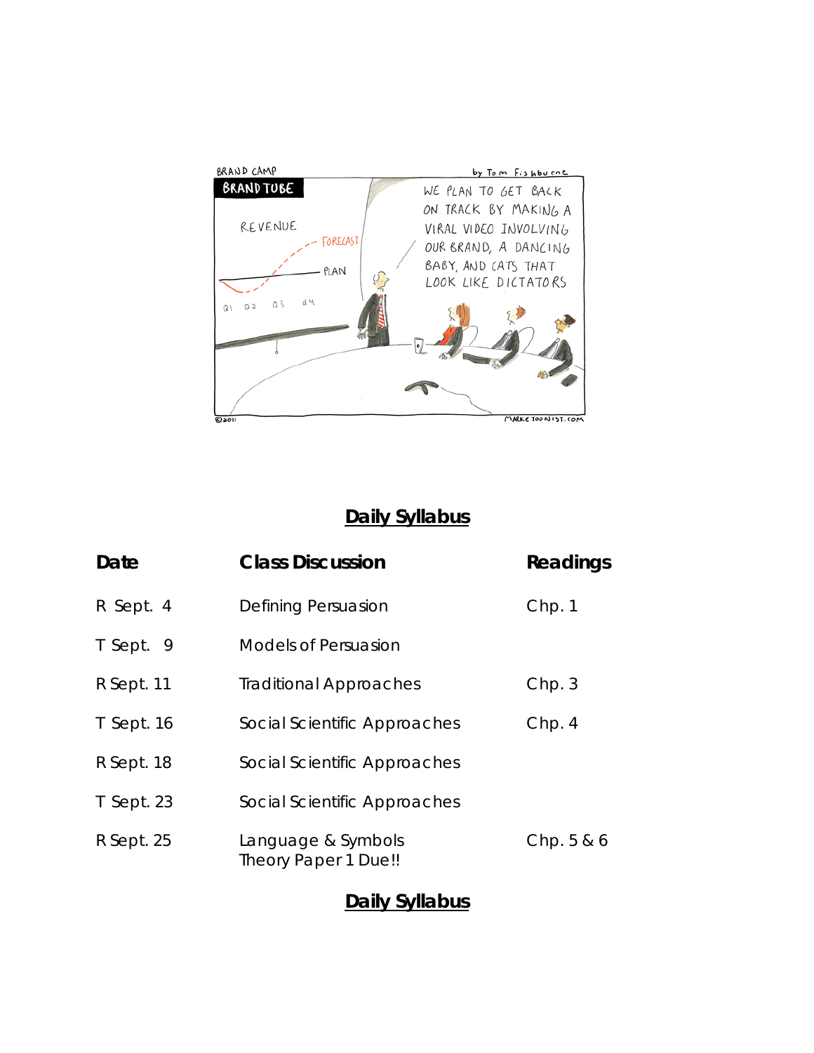## Daily Syllabus

| Date | Class Discussion | Readings |
|---|---|---|
| R Sept. 4 | Defining Persuasion | Chp. 1 |
| T Sept. 9 | Models of Persuasion | |
| R Sept. 11 | Traditional Approaches | Chp. 3 |
| T Sept. 16 | Social Scientific Approaches | Chp. 4 |
| R Sept. 18 | Social Scientific Approaches | |
| T Sept. 23 | Social Scientific Approaches | |
| R Sept. 25 | Language & Symbols<br>Theory Paper 1 Due!! | Chp. 5 & 6 |

## Daily Syllabus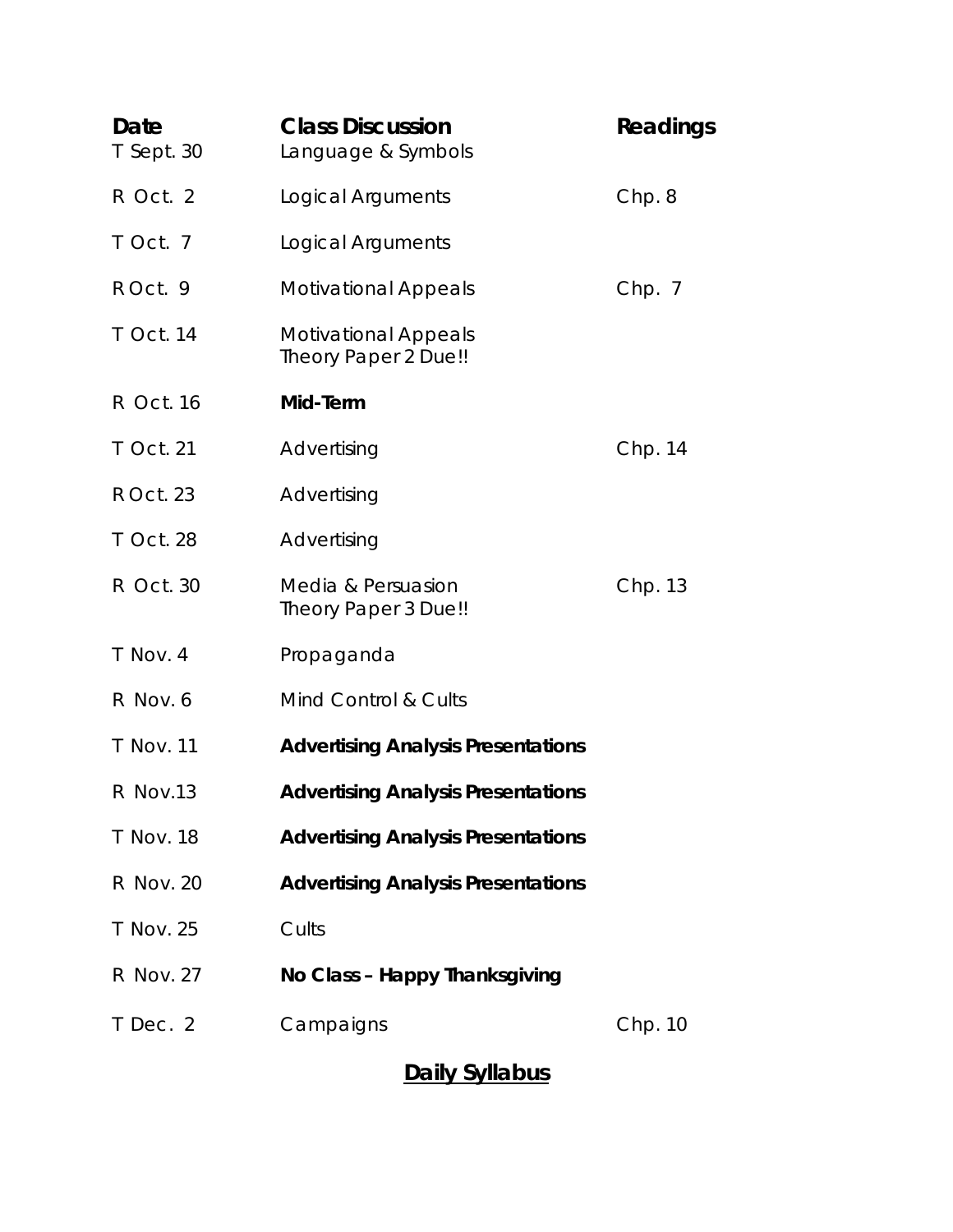| Date | Class Discussion | Readings |
|---|---|---|
| T Sept. 30 | Language & Symbols | |
| R Oct. 2 | Logical Arguments | Chp. 8 |
| T Oct. 7 | Logical Arguments | |
| R Oct. 9 | Motivational Appeals | Chp. 7 |
| T Oct. 14 | Motivational Appeals<br>Theory Paper 2 Due!! | |
| R Oct. 16 | **Mid-Term** | |
| T Oct. 21 | Advertising | Chp. 14 |
| R Oct. 23 | Advertising | |
| T Oct. 28 | Advertising | |
| R Oct. 30 | Media & Persuasion<br>Theory Paper 3 Due!! | Chp. 13 |
| T Nov. 4 | Propaganda | |
| R Nov. 6 | Mind Control & Cults | |
| T Nov. 11 | **Advertising Analysis Presentations** | |
| R Nov.13 | **Advertising Analysis Presentations** | |
| T Nov. 18 | **Advertising Analysis Presentations** | |
| R Nov. 20 | **Advertising Analysis Presentations** | |
| T Nov. 25 | Cults | |
| R Nov. 27 | **No Class – Happy Thanksgiving** | |
| T Dec. 2 | Campaigns | Chp. 10 |

**Daily Syllabus**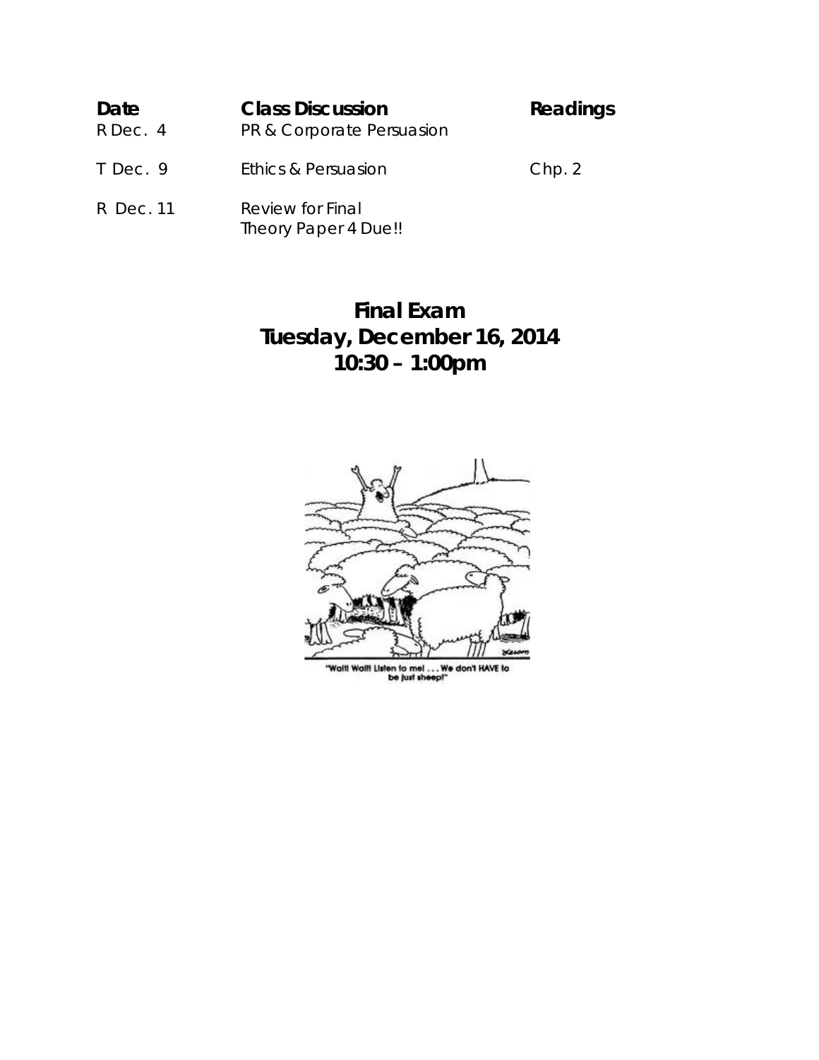| Date | Class Discussion | Readings |
| --- | --- | --- |
| R Dec. 4 | PR & Corporate Persuasion | |
| T Dec. 9 | Ethics & Persuasion | Chp. 2 |
| R Dec. 11 | Review for Final<br>Theory Paper 4 Due!! | |

**Final Exam**
**Tuesday, December 16, 2014**
**10:30 – 1:00pm**

"Wait! Wait! Listen to me! . . . We don't HAVE to be just sheep!"